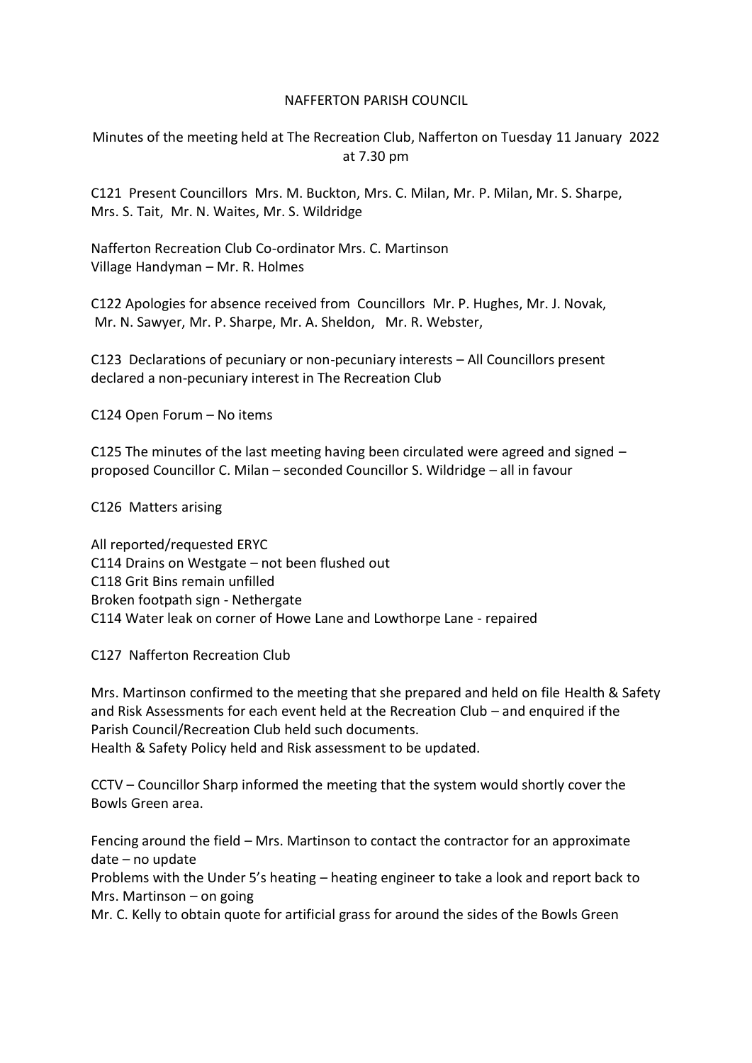NAFFERTON PARISH COUNCIL

Minutes of the meeting held at The Recreation Club, Nafferton on Tuesday 11 January 2022 at 7.30 pm

C121 Present Councillors Mrs. M. Buckton, Mrs. C. Milan, Mr. P. Milan, Mr. S. Sharpe, Mrs. S. Tait, Mr. N. Waites, Mr. S. Wildridge

Nafferton Recreation Club Co-ordinator Mrs. C. Martinson
Village Handyman – Mr. R. Holmes

C122 Apologies for absence received from Councillors Mr. P. Hughes, Mr. J. Novak, Mr. N. Sawyer, Mr. P. Sharpe, Mr. A. Sheldon, Mr. R. Webster,

C123 Declarations of pecuniary or non-pecuniary interests – All Councillors present declared a non-pecuniary interest in The Recreation Club

C124 Open Forum – No items

C125 The minutes of the last meeting having been circulated were agreed and signed – proposed Councillor C. Milan – seconded Councillor S. Wildridge – all in favour

C126 Matters arising

All reported/requested ERYC
C114 Drains on Westgate – not been flushed out
C118 Grit Bins remain unfilled
Broken footpath sign - Nethergate
C114 Water leak on corner of Howe Lane and Lowthorpe Lane - repaired

C127 Nafferton Recreation Club

Mrs. Martinson confirmed to the meeting that she prepared and held on file Health & Safety and Risk Assessments for each event held at the Recreation Club – and enquired if the Parish Council/Recreation Club held such documents.
Health & Safety Policy held and Risk assessment to be updated.

CCTV – Councillor Sharp informed the meeting that the system would shortly cover the Bowls Green area.

Fencing around the field – Mrs. Martinson to contact the contractor for an approximate date – no update
Problems with the Under 5's heating – heating engineer to take a look and report back to Mrs. Martinson – on going
Mr. C. Kelly to obtain quote for artificial grass for around the sides of the Bowls Green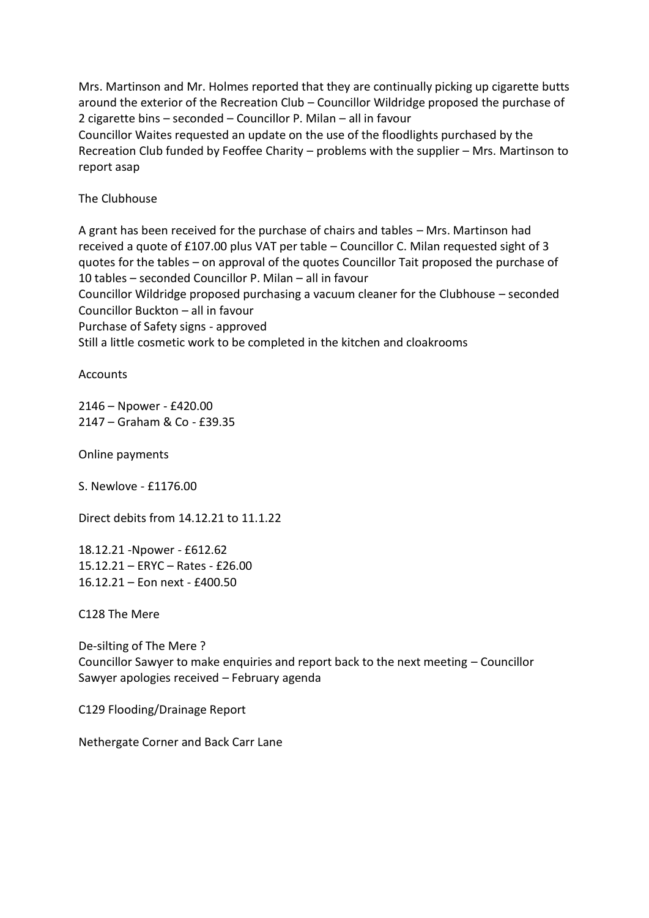Mrs. Martinson and Mr. Holmes reported that they are continually picking up cigarette butts around the exterior of the Recreation Club – Councillor Wildridge proposed the purchase of 2 cigarette bins – seconded – Councillor P. Milan – all in favour
Councillor Waites requested an update on the use of the floodlights purchased by the Recreation Club funded by Feoffee Charity – problems with the supplier – Mrs. Martinson to report asap

The Clubhouse

A grant has been received for the purchase of chairs and tables – Mrs. Martinson had received a quote of £107.00 plus VAT per table – Councillor C. Milan requested sight of 3 quotes for the tables – on approval of the quotes Councillor Tait proposed the purchase of 10 tables – seconded Councillor P. Milan – all in favour
Councillor Wildridge proposed purchasing a vacuum cleaner for the Clubhouse – seconded Councillor Buckton – all in favour
Purchase of Safety signs - approved
Still a little cosmetic work to be completed in the kitchen and cloakrooms

Accounts

2146 – Npower - £420.00
2147 – Graham & Co - £39.35

Online payments

S. Newlove - £1176.00

Direct debits from 14.12.21 to 11.1.22

18.12.21 -Npower - £612.62
15.12.21 – ERYC – Rates - £26.00
16.12.21 – Eon next - £400.50

C128 The Mere

De-silting of The Mere ?
Councillor Sawyer to make enquiries and report back to the next meeting – Councillor Sawyer apologies received – February agenda

C129 Flooding/Drainage Report

Nethergate Corner and Back Carr Lane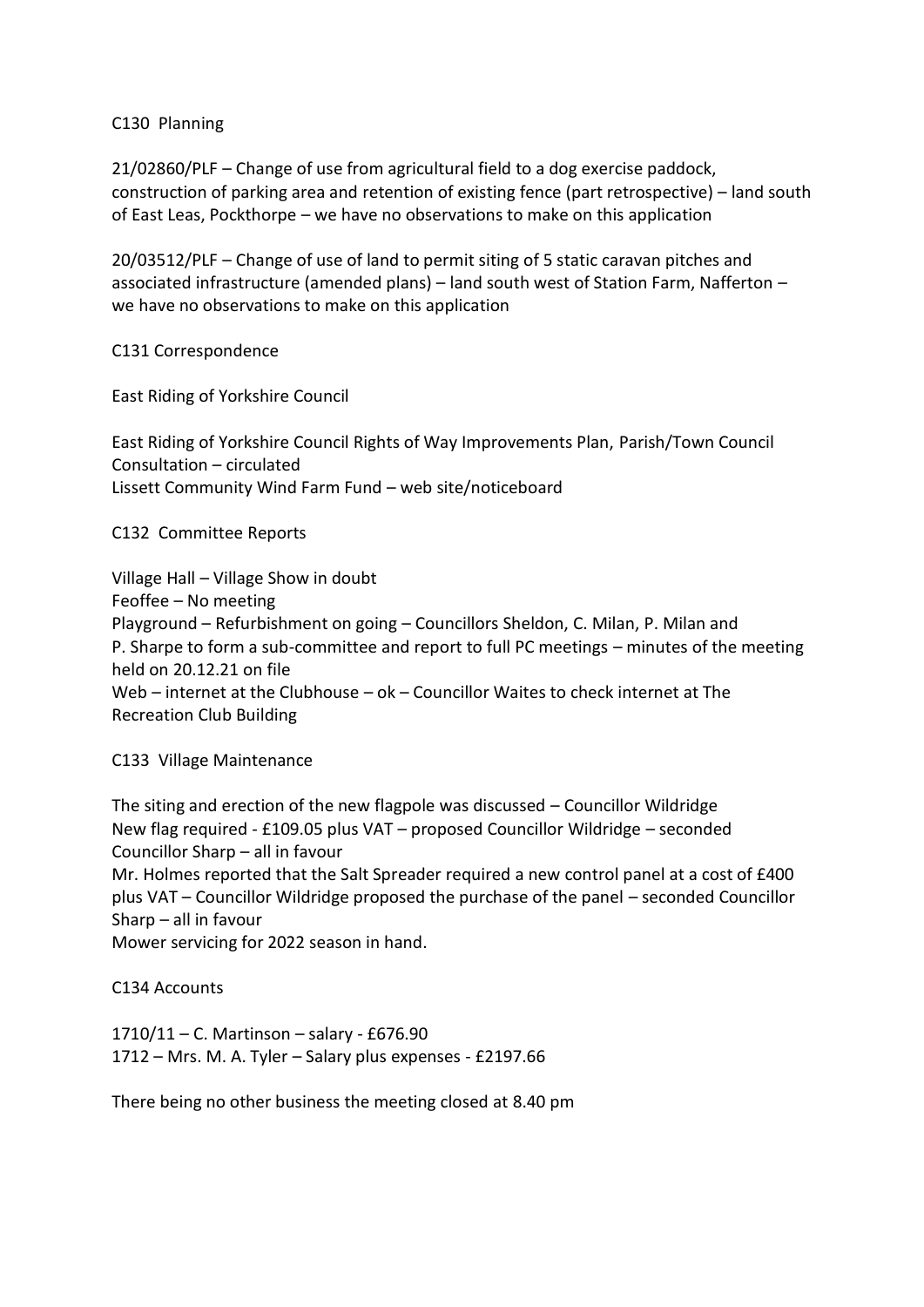C130 Planning

21/02860/PLF – Change of use from agricultural field to a dog exercise paddock, construction of parking area and retention of existing fence (part retrospective) – land south of East Leas, Pockthorpe – we have no observations to make on this application

20/03512/PLF – Change of use of land to permit siting of 5 static caravan pitches and associated infrastructure (amended plans) – land south west of Station Farm, Nafferton – we have no observations to make on this application

C131 Correspondence

East Riding of Yorkshire Council

East Riding of Yorkshire Council Rights of Way Improvements Plan, Parish/Town Council Consultation – circulated
Lissett Community Wind Farm Fund – web site/noticeboard

C132 Committee Reports

Village Hall – Village Show in doubt
Feoffee – No meeting
Playground – Refurbishment on going – Councillors Sheldon, C. Milan, P. Milan and P. Sharpe to form a sub-committee and report to full PC meetings – minutes of the meeting held on 20.12.21 on file
Web – internet at the Clubhouse – ok – Councillor Waites to check internet at The Recreation Club Building

C133 Village Maintenance

The siting and erection of the new flagpole was discussed – Councillor Wildridge
New flag required - £109.05 plus VAT – proposed Councillor Wildridge – seconded Councillor Sharp – all in favour
Mr. Holmes reported that the Salt Spreader required a new control panel at a cost of £400 plus VAT – Councillor Wildridge proposed the purchase of the panel – seconded Councillor Sharp – all in favour
Mower servicing for 2022 season in hand.

C134 Accounts

1710/11 – C. Martinson – salary - £676.90
1712 – Mrs. M. A. Tyler – Salary plus expenses - £2197.66

There being no other business the meeting closed at 8.40 pm